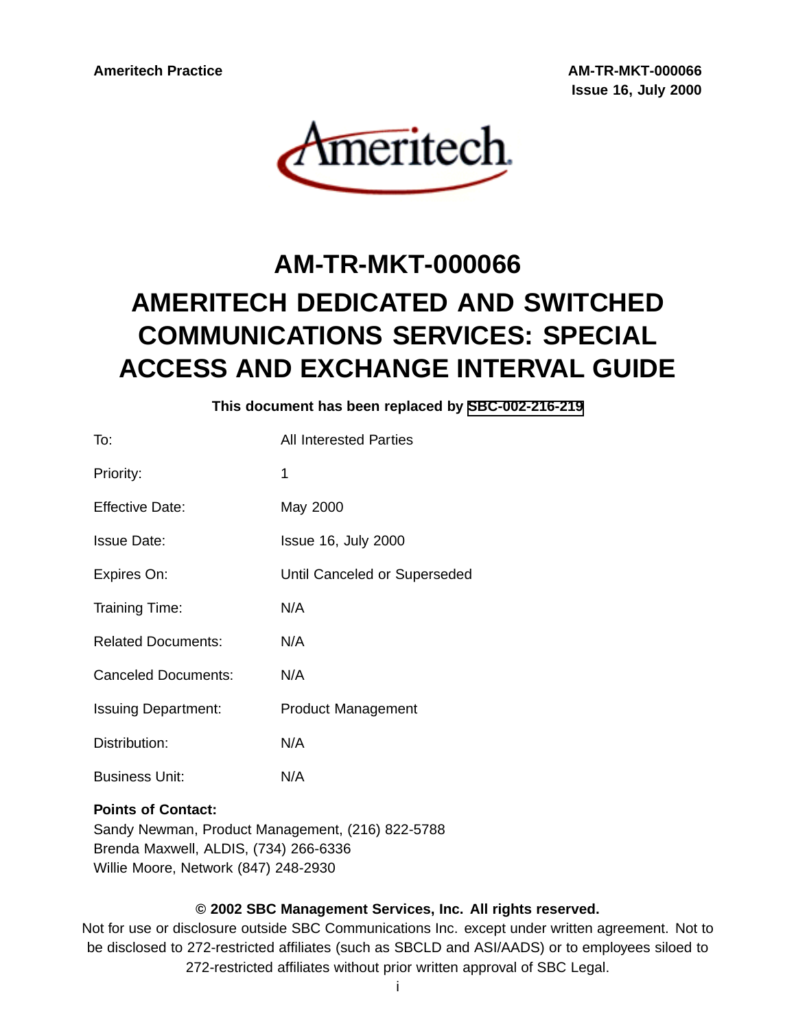Ameritech Practice

AM-TR-MKT-000066
Issue 16, July 2000

# AM-TR-MKT-000066

# AMERITECH DEDICATED AND SWITCHED COMMUNICATIONS SERVICES: SPECIAL ACCESS AND EXCHANGE INTERVAL GUIDE

**This document has been replaced by SBC-002-216-219**

| | |
|---|---|
| To: | All Interested Parties |
| Priority: | 1 |
| Effective Date: | May 2000 |
| Issue Date: | Issue 16, July 2000 |
| Expires On: | Until Canceled or Superseded |
| Training Time: | N/A |
| Related Documents: | N/A |
| Canceled Documents: | N/A |
| Issuing Department: | Product Management |
| Distribution: | N/A |
| Business Unit: | N/A |

**Points of Contact:**
Sandy Newman, Product Management, (216) 822-5788
Brenda Maxwell, ALDIS, (734) 266-6336
Willie Moore, Network (847) 248-2930

**© 2002 SBC Management Services, Inc. All rights reserved.**
Not for use or disclosure outside SBC Communications Inc. except under written agreement. Not to be disclosed to 272-restricted affiliates (such as SBCLD and ASI/AADS) or to employees siloed to 272-restricted affiliates without prior written approval of SBC Legal.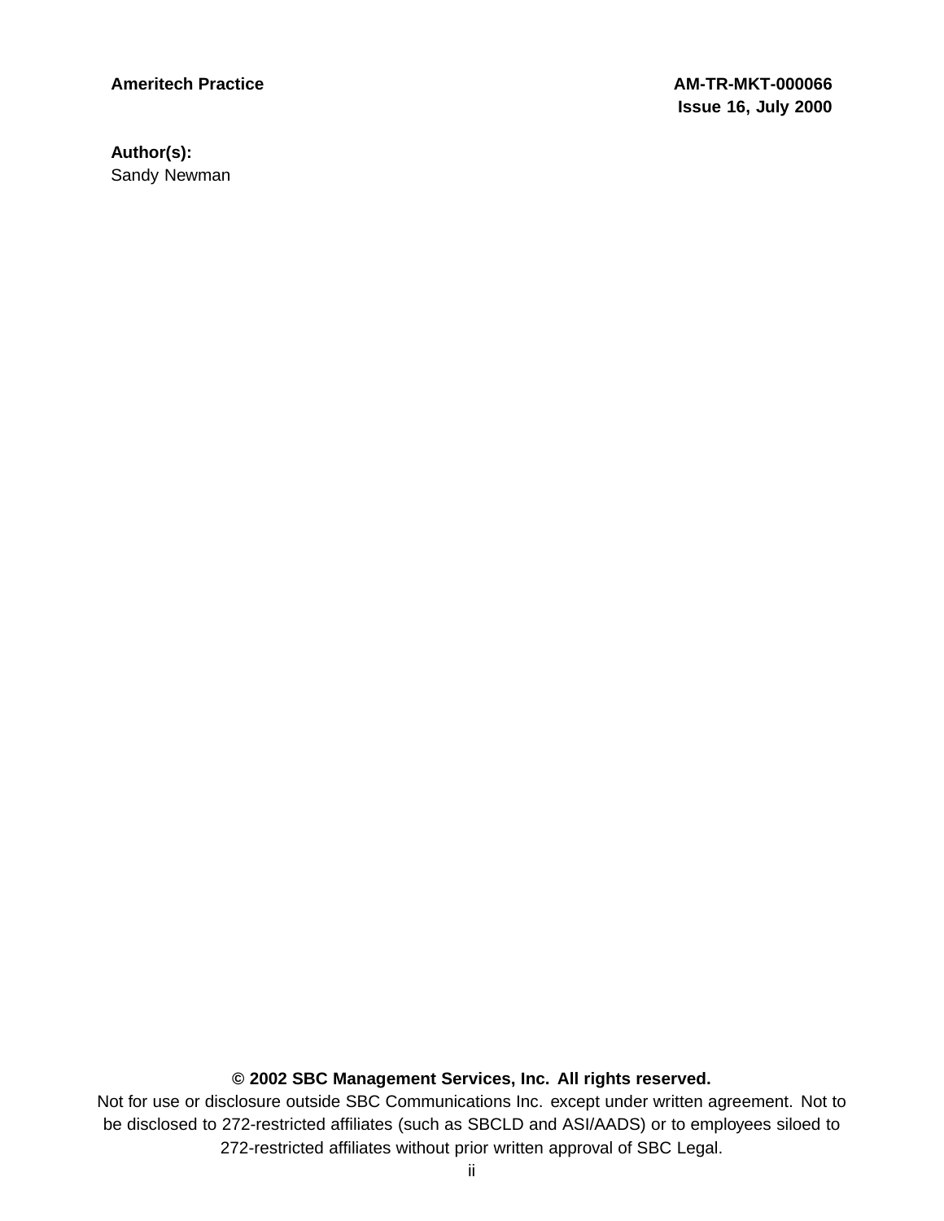**Author(s):**
Sandy Newman

**© 2002 SBC Management Services, Inc. All rights reserved.**

Not for use or disclosure outside SBC Communications Inc. except under written agreement. Not to be disclosed to 272-restricted affiliates (such as SBCLD and ASI/AADS) or to employees siloed to 272-restricted affiliates without prior written approval of SBC Legal.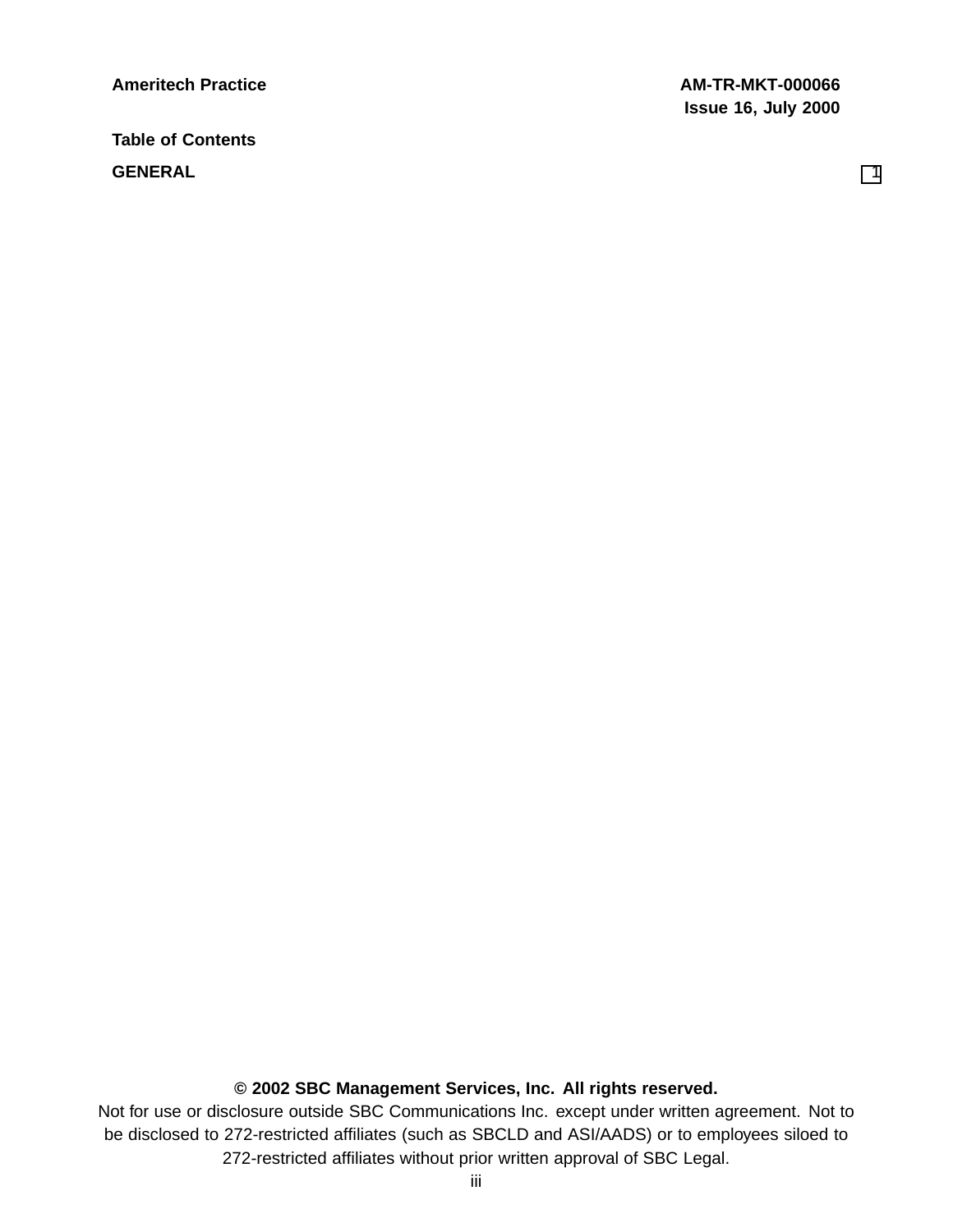## Table of Contents

GENERAL 1

**© 2002 SBC Management Services, Inc. All rights reserved.**

Not for use or disclosure outside SBC Communications Inc. except under written agreement. Not to be disclosed to 272-restricted affiliates (such as SBCLD and ASI/AADS) or to employees siloed to 272-restricted affiliates without prior written approval of SBC Legal.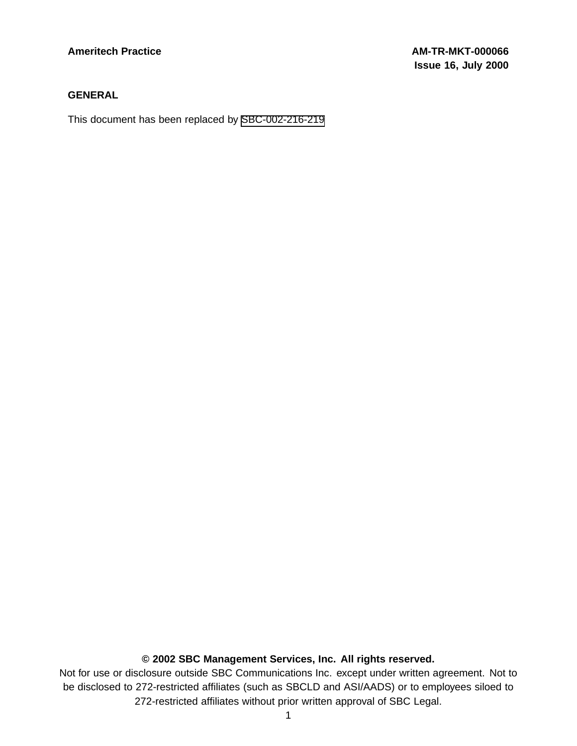## GENERAL

This document has been replaced by SBC-002-216-219

**© 2002 SBC Management Services, Inc. All rights reserved.**

Not for use or disclosure outside SBC Communications Inc. except under written agreement. Not to be disclosed to 272-restricted affiliates (such as SBCLD and ASI/AADS) or to employees siloed to 272-restricted affiliates without prior written approval of SBC Legal.